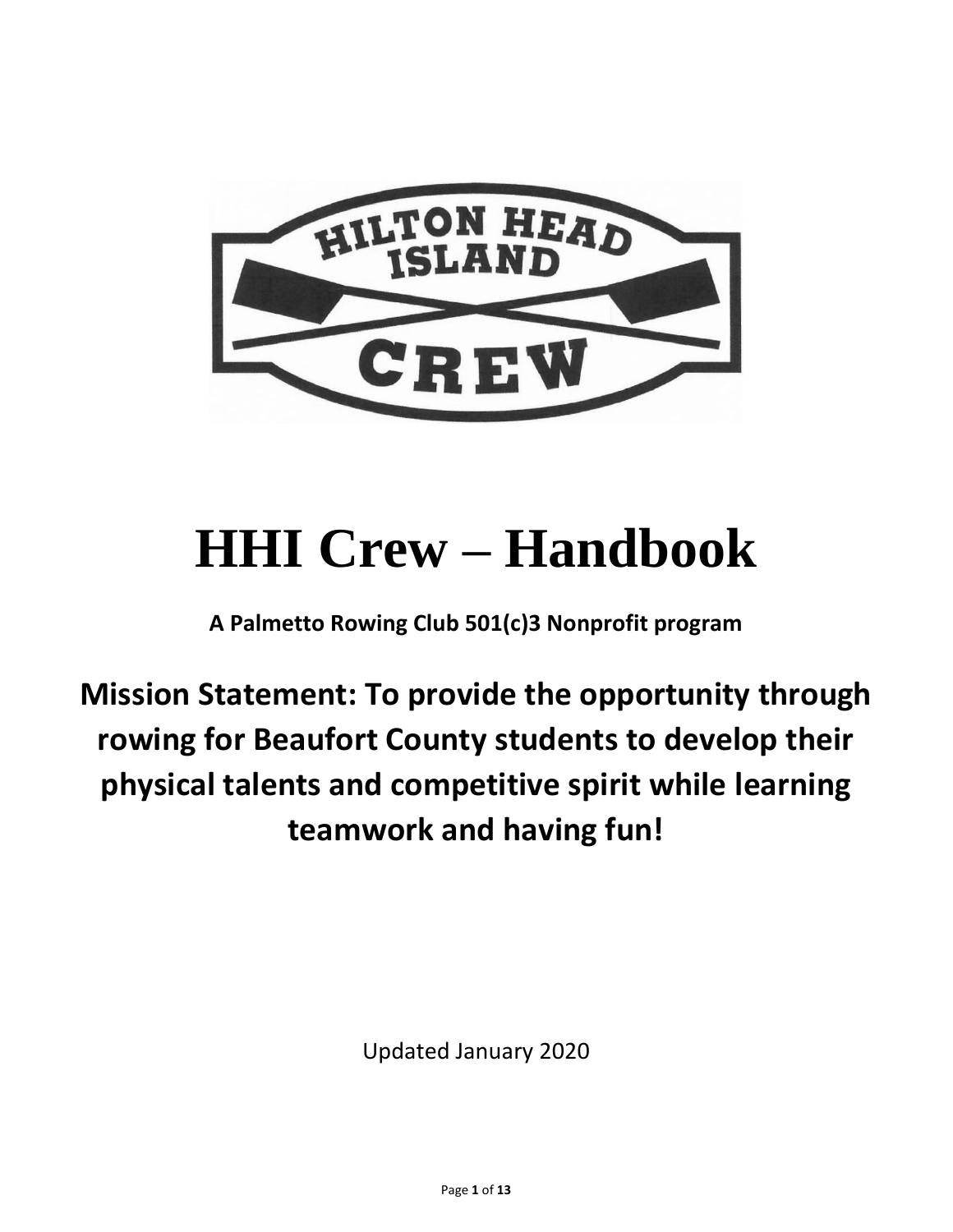# HHI Crew – Handbook

**A Palmetto Rowing Club 501(c)3 Nonprofit program**

## Mission Statement: To provide the opportunity through rowing for Beaufort County students to develop their physical talents and competitive spirit while learning teamwork and having fun!

Updated January 2020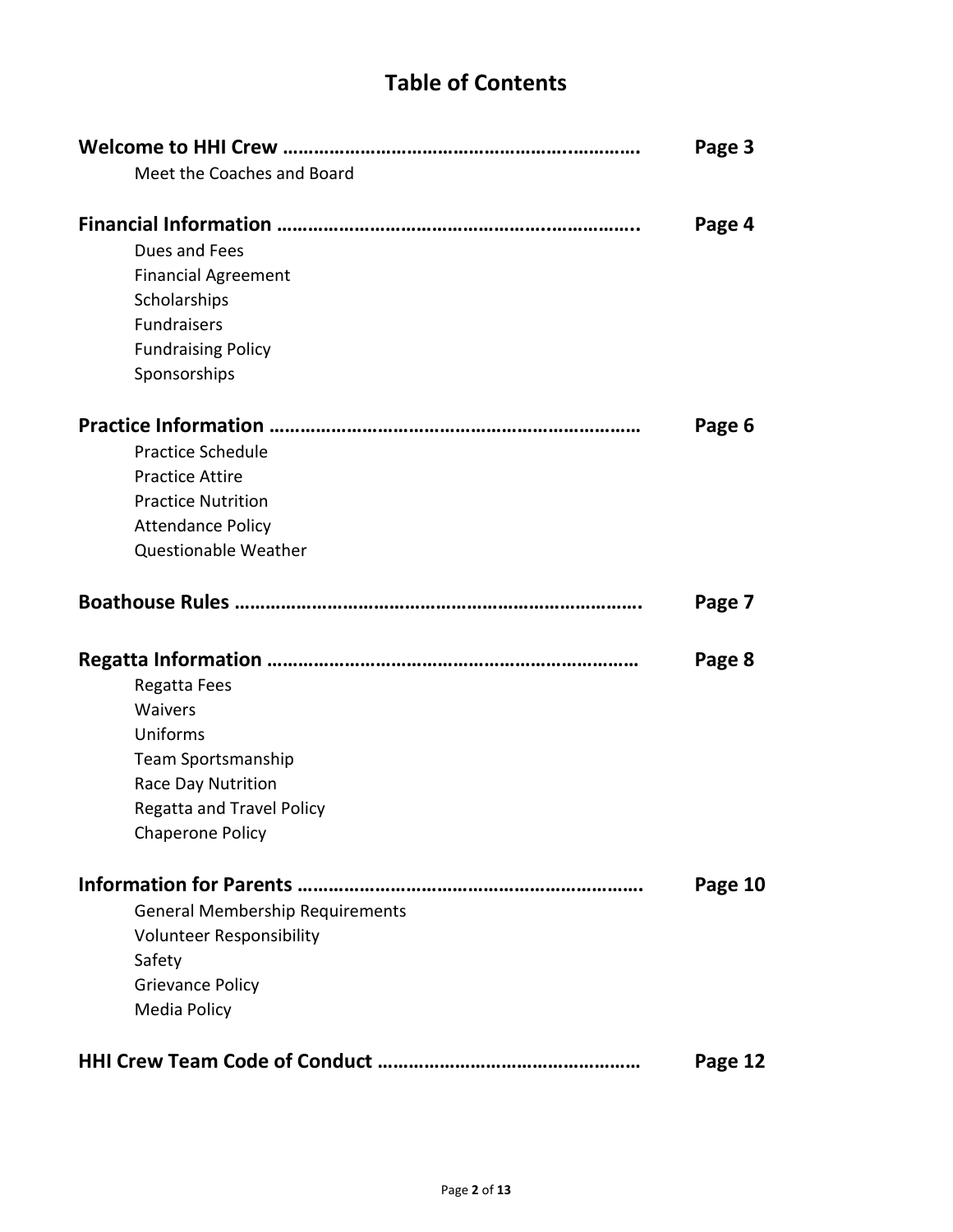# Table of Contents

**Welcome to HHI Crew ………………………………………………………..………… Page 3**

- Meet the Coaches and Board

**Financial Information ………………………………………………..…………….. Page 4**

- Dues and Fees
- Financial Agreement
- Scholarships
- Fundraisers
- Fundraising Policy
- Sponsorships

**Practice Information …………………………………………………………… Page 6**

- Practice Schedule
- Practice Attire
- Practice Nutrition
- Attendance Policy
- Questionable Weather

**Boathouse Rules ……………………………………………………………………. Page 7**

**Regatta Information ……………………………………………………………… Page 8**

- Regatta Fees
- Waivers
- Uniforms
- Team Sportsmanship
- Race Day Nutrition
- Regatta and Travel Policy
- Chaperone Policy

**Information for Parents ………………………………………………………. Page 10**

- General Membership Requirements
- Volunteer Responsibility
- Safety
- Grievance Policy
- Media Policy

**HHI Crew Team Code of Conduct …………………………………………… Page 12**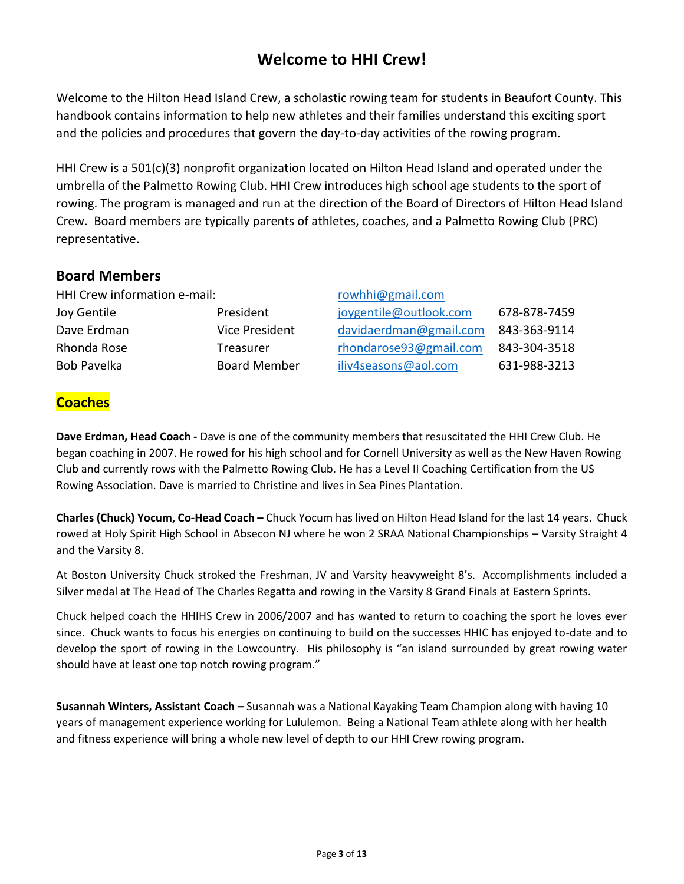# Welcome to HHI Crew!

Welcome to the Hilton Head Island Crew, a scholastic rowing team for students in Beaufort County. This handbook contains information to help new athletes and their families understand this exciting sport and the policies and procedures that govern the day-to-day activities of the rowing program.

HHI Crew is a 501(c)(3) nonprofit organization located on Hilton Head Island and operated under the umbrella of the Palmetto Rowing Club. HHI Crew introduces high school age students to the sport of rowing. The program is managed and run at the direction of the Board of Directors of Hilton Head Island Crew. Board members are typically parents of athletes, coaches, and a Palmetto Rowing Club (PRC) representative.

## Board Members

| | | | |
|---|---|---|---|
| HHI Crew information e-mail: | | rowhhi@gmail.com | |
| Joy Gentile | President | joygentile@outlook.com | 678-878-7459 |
| Dave Erdman | Vice President | davidaerdman@gmail.com | 843-363-9114 |
| Rhonda Rose | Treasurer | rhondarose93@gmail.com | 843-304-3518 |
| Bob Pavelka | Board Member | iliv4seasons@aol.com | 631-988-3213 |

## Coaches

**Dave Erdman, Head Coach -** Dave is one of the community members that resuscitated the HHI Crew Club. He began coaching in 2007. He rowed for his high school and for Cornell University as well as the New Haven Rowing Club and currently rows with the Palmetto Rowing Club. He has a Level II Coaching Certification from the US Rowing Association. Dave is married to Christine and lives in Sea Pines Plantation.

**Charles (Chuck) Yocum, Co-Head Coach –** Chuck Yocum has lived on Hilton Head Island for the last 14 years. Chuck rowed at Holy Spirit High School in Absecon NJ where he won 2 SRAA National Championships – Varsity Straight 4 and the Varsity 8.

At Boston University Chuck stroked the Freshman, JV and Varsity heavyweight 8's. Accomplishments included a Silver medal at The Head of The Charles Regatta and rowing in the Varsity 8 Grand Finals at Eastern Sprints.

Chuck helped coach the HHIHS Crew in 2006/2007 and has wanted to return to coaching the sport he loves ever since. Chuck wants to focus his energies on continuing to build on the successes HHIC has enjoyed to-date and to develop the sport of rowing in the Lowcountry. His philosophy is "an island surrounded by great rowing water should have at least one top notch rowing program."

**Susannah Winters, Assistant Coach –** Susannah was a National Kayaking Team Champion along with having 10 years of management experience working for Lululemon. Being a National Team athlete along with her health and fitness experience will bring a whole new level of depth to our HHI Crew rowing program.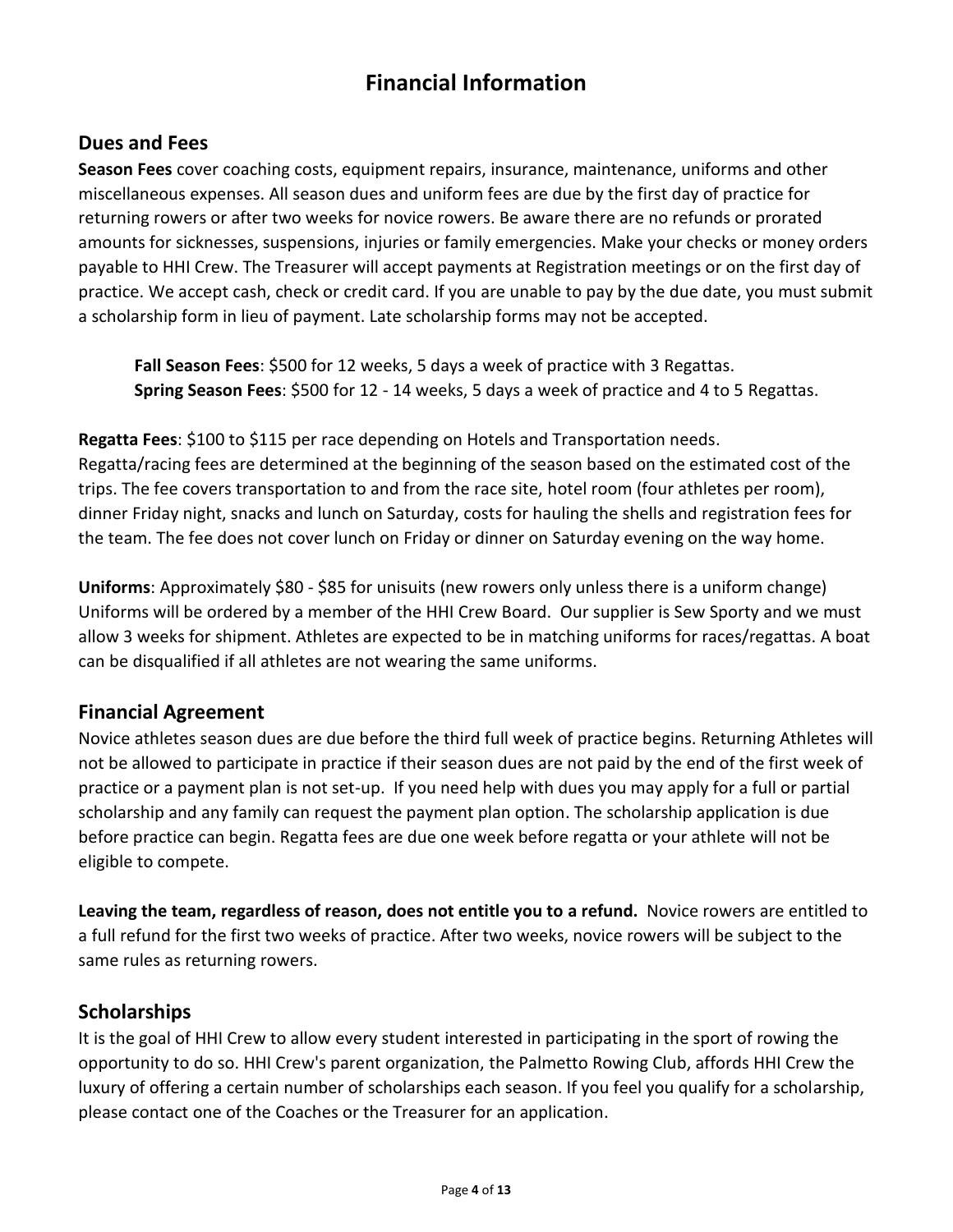# Financial Information

## Dues and Fees

**Season Fees** cover coaching costs, equipment repairs, insurance, maintenance, uniforms and other miscellaneous expenses. All season dues and uniform fees are due by the first day of practice for returning rowers or after two weeks for novice rowers. Be aware there are no refunds or prorated amounts for sicknesses, suspensions, injuries or family emergencies. Make your checks or money orders payable to HHI Crew. The Treasurer will accept payments at Registration meetings or on the first day of practice. We accept cash, check or credit card. If you are unable to pay by the due date, you must submit a scholarship form in lieu of payment. Late scholarship forms may not be accepted.

> **Fall Season Fees**: $500 for 12 weeks, 5 days a week of practice with 3 Regattas.
> **Spring Season Fees**: $500 for 12 - 14 weeks, 5 days a week of practice and 4 to 5 Regattas.

**Regatta Fees**: $100 to $115 per race depending on Hotels and Transportation needs.
Regatta/racing fees are determined at the beginning of the season based on the estimated cost of the trips. The fee covers transportation to and from the race site, hotel room (four athletes per room), dinner Friday night, snacks and lunch on Saturday, costs for hauling the shells and registration fees for the team. The fee does not cover lunch on Friday or dinner on Saturday evening on the way home.

**Uniforms**: Approximately $80 - $85 for unisuits (new rowers only unless there is a uniform change) Uniforms will be ordered by a member of the HHI Crew Board. Our supplier is Sew Sporty and we must allow 3 weeks for shipment. Athletes are expected to be in matching uniforms for races/regattas. A boat can be disqualified if all athletes are not wearing the same uniforms.

## Financial Agreement

Novice athletes season dues are due before the third full week of practice begins. Returning Athletes will not be allowed to participate in practice if their season dues are not paid by the end of the first week of practice or a payment plan is not set-up. If you need help with dues you may apply for a full or partial scholarship and any family can request the payment plan option. The scholarship application is due before practice can begin. Regatta fees are due one week before regatta or your athlete will not be eligible to compete.

**Leaving the team, regardless of reason, does not entitle you to a refund.** Novice rowers are entitled to a full refund for the first two weeks of practice. After two weeks, novice rowers will be subject to the same rules as returning rowers.

## Scholarships

It is the goal of HHI Crew to allow every student interested in participating in the sport of rowing the opportunity to do so. HHI Crew's parent organization, the Palmetto Rowing Club, affords HHI Crew the luxury of offering a certain number of scholarships each season. If you feel you qualify for a scholarship, please contact one of the Coaches or the Treasurer for an application.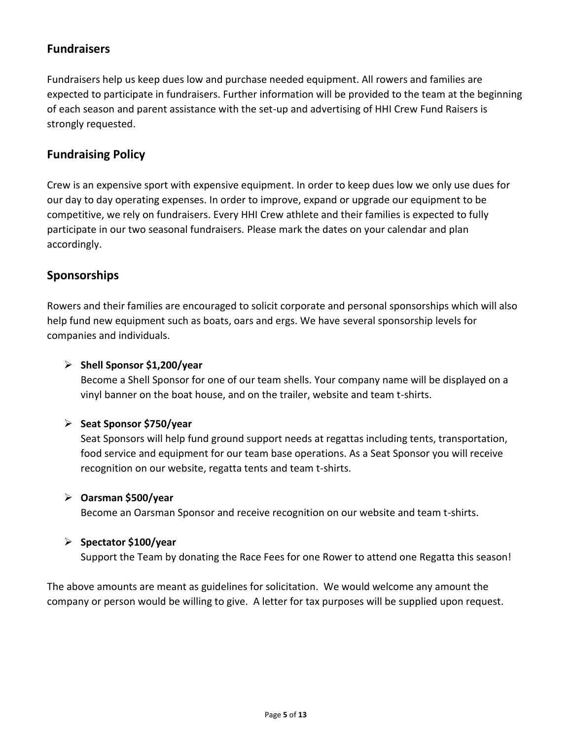## Fundraisers

Fundraisers help us keep dues low and purchase needed equipment. All rowers and families are expected to participate in fundraisers. Further information will be provided to the team at the beginning of each season and parent assistance with the set-up and advertising of HHI Crew Fund Raisers is strongly requested.

## Fundraising Policy

Crew is an expensive sport with expensive equipment. In order to keep dues low we only use dues for our day to day operating expenses. In order to improve, expand or upgrade our equipment to be competitive, we rely on fundraisers. Every HHI Crew athlete and their families is expected to fully participate in our two seasonal fundraisers. Please mark the dates on your calendar and plan accordingly.

## Sponsorships

Rowers and their families are encouraged to solicit corporate and personal sponsorships which will also help fund new equipment such as boats, oars and ergs. We have several sponsorship levels for companies and individuals.

- **Shell Sponsor $1,200/year**
  Become a Shell Sponsor for one of our team shells. Your company name will be displayed on a vinyl banner on the boat house, and on the trailer, website and team t-shirts.

- **Seat Sponsor $750/year**
  Seat Sponsors will help fund ground support needs at regattas including tents, transportation, food service and equipment for our team base operations. As a Seat Sponsor you will receive recognition on our website, regatta tents and team t-shirts.

- **Oarsman $500/year**
  Become an Oarsman Sponsor and receive recognition on our website and team t-shirts.

- **Spectator $100/year**
  Support the Team by donating the Race Fees for one Rower to attend one Regatta this season!

The above amounts are meant as guidelines for solicitation. We would welcome any amount the company or person would be willing to give. A letter for tax purposes will be supplied upon request.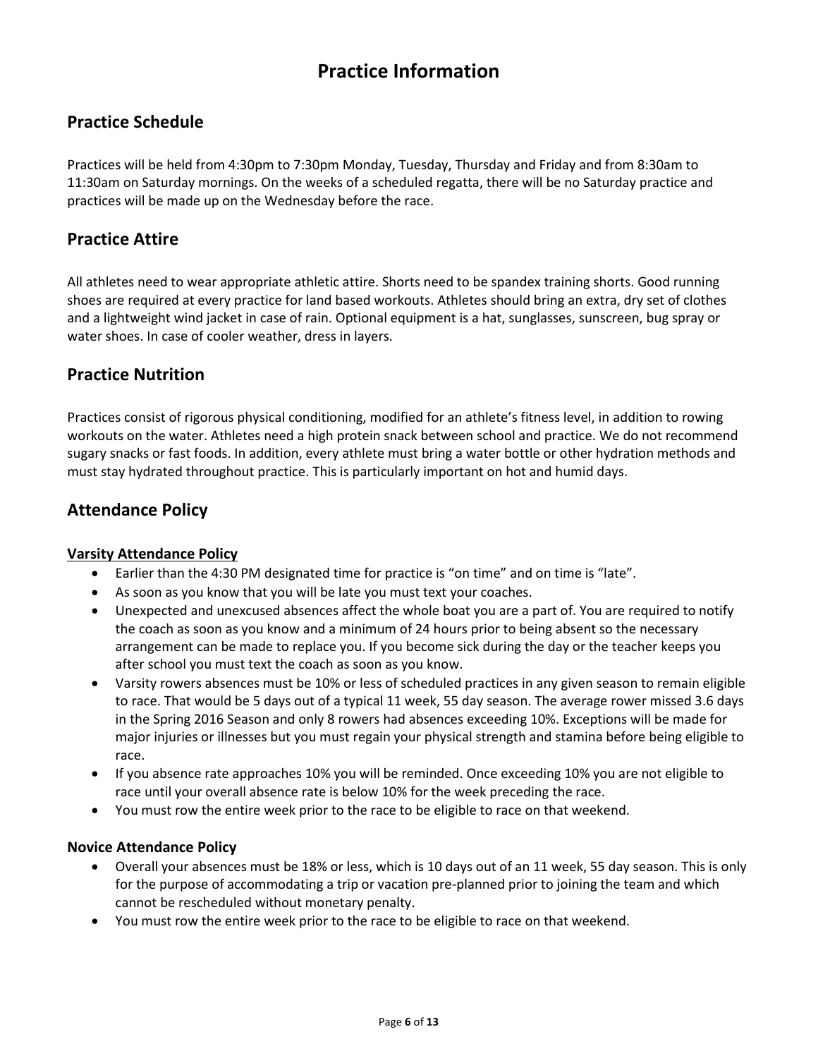# Practice Information

## Practice Schedule

Practices will be held from 4:30pm to 7:30pm Monday, Tuesday, Thursday and Friday and from 8:30am to 11:30am on Saturday mornings. On the weeks of a scheduled regatta, there will be no Saturday practice and practices will be made up on the Wednesday before the race.

## Practice Attire

All athletes need to wear appropriate athletic attire. Shorts need to be spandex training shorts. Good running shoes are required at every practice for land based workouts. Athletes should bring an extra, dry set of clothes and a lightweight wind jacket in case of rain. Optional equipment is a hat, sunglasses, sunscreen, bug spray or water shoes. In case of cooler weather, dress in layers.

## Practice Nutrition

Practices consist of rigorous physical conditioning, modified for an athlete's fitness level, in addition to rowing workouts on the water. Athletes need a high protein snack between school and practice. We do not recommend sugary snacks or fast foods. In addition, every athlete must bring a water bottle or other hydration methods and must stay hydrated throughout practice. This is particularly important on hot and humid days.

## Attendance Policy

### Varsity Attendance Policy

- Earlier than the 4:30 PM designated time for practice is "on time" and on time is "late".
- As soon as you know that you will be late you must text your coaches.
- Unexpected and unexcused absences affect the whole boat you are a part of. You are required to notify the coach as soon as you know and a minimum of 24 hours prior to being absent so the necessary arrangement can be made to replace you. If you become sick during the day or the teacher keeps you after school you must text the coach as soon as you know.
- Varsity rowers absences must be 10% or less of scheduled practices in any given season to remain eligible to race. That would be 5 days out of a typical 11 week, 55 day season. The average rower missed 3.6 days in the Spring 2016 Season and only 8 rowers had absences exceeding 10%. Exceptions will be made for major injuries or illnesses but you must regain your physical strength and stamina before being eligible to race.
- If you absence rate approaches 10% you will be reminded. Once exceeding 10% you are not eligible to race until your overall absence rate is below 10% for the week preceding the race.
- You must row the entire week prior to the race to be eligible to race on that weekend.

### Novice Attendance Policy

- Overall your absences must be 18% or less, which is 10 days out of an 11 week, 55 day season. This is only for the purpose of accommodating a trip or vacation pre-planned prior to joining the team and which cannot be rescheduled without monetary penalty.
- You must row the entire week prior to the race to be eligible to race on that weekend.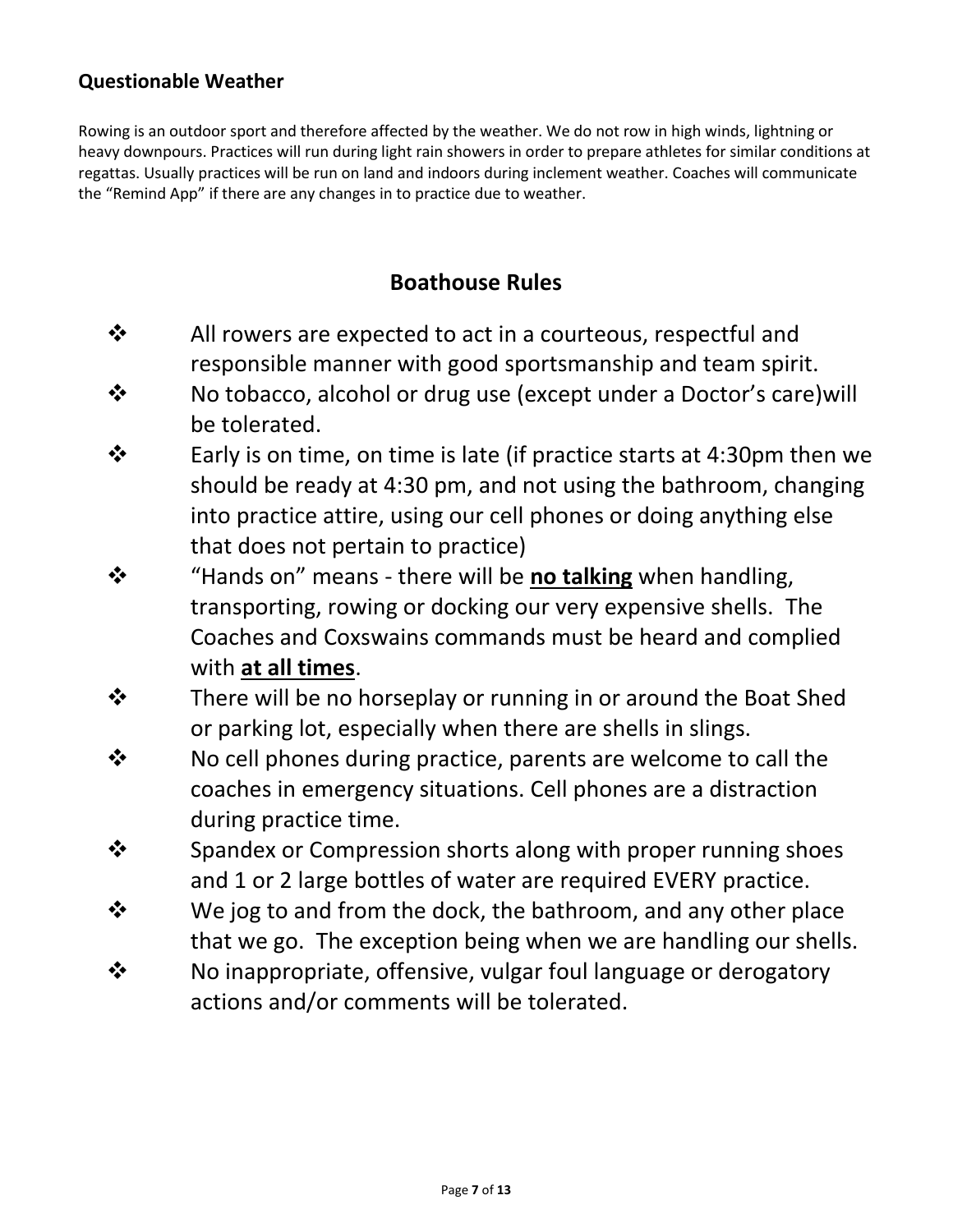### Questionable Weather

Rowing is an outdoor sport and therefore affected by the weather. We do not row in high winds, lightning or heavy downpours. Practices will run during light rain showers in order to prepare athletes for similar conditions at regattas. Usually practices will be run on land and indoors during inclement weather. Coaches will communicate the "Remind App" if there are any changes in to practice due to weather.

## Boathouse Rules

- All rowers are expected to act in a courteous, respectful and responsible manner with good sportsmanship and team spirit.
- No tobacco, alcohol or drug use (except under a Doctor's care)will be tolerated.
- Early is on time, on time is late (if practice starts at 4:30pm then we should be ready at 4:30 pm, and not using the bathroom, changing into practice attire, using our cell phones or doing anything else that does not pertain to practice)
- "Hands on" means - there will be <u>**no talking**</u> when handling, transporting, rowing or docking our very expensive shells. The Coaches and Coxswains commands must be heard and complied with <u>**at all times**</u>.
- There will be no horseplay or running in or around the Boat Shed or parking lot, especially when there are shells in slings.
- No cell phones during practice, parents are welcome to call the coaches in emergency situations. Cell phones are a distraction during practice time.
- Spandex or Compression shorts along with proper running shoes and 1 or 2 large bottles of water are required EVERY practice.
- We jog to and from the dock, the bathroom, and any other place that we go. The exception being when we are handling our shells.
- No inappropriate, offensive, vulgar foul language or derogatory actions and/or comments will be tolerated.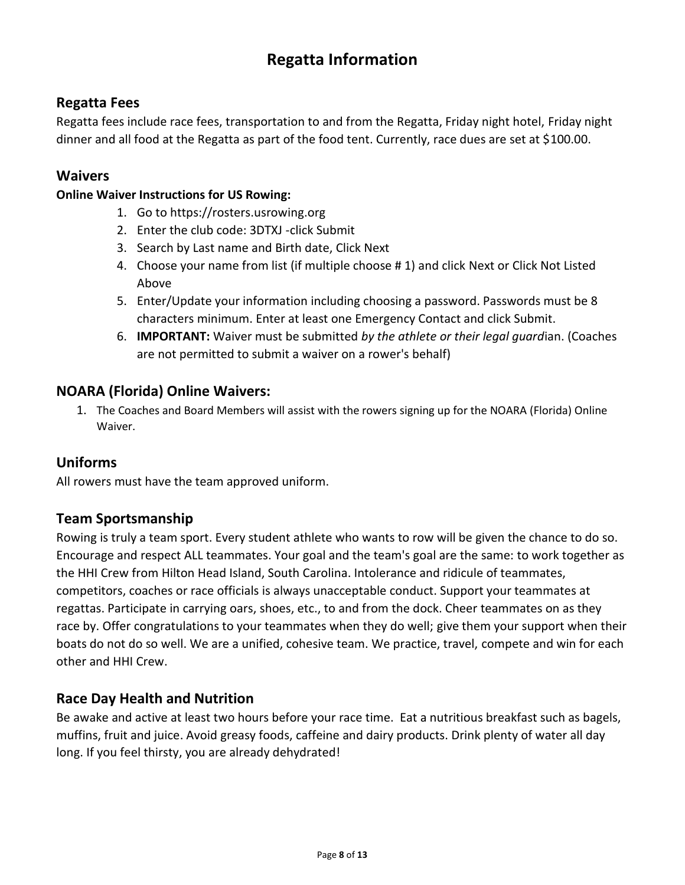# Regatta Information

## Regatta Fees

Regatta fees include race fees, transportation to and from the Regatta, Friday night hotel, Friday night dinner and all food at the Regatta as part of the food tent. Currently, race dues are set at $100.00.

## Waivers

**Online Waiver Instructions for US Rowing:**

1. Go to https://rosters.usrowing.org
2. Enter the club code: 3DTXJ -click Submit
3. Search by Last name and Birth date, Click Next
4. Choose your name from list (if multiple choose # 1) and click Next or Click Not Listed Above
5. Enter/Update your information including choosing a password. Passwords must be 8 characters minimum. Enter at least one Emergency Contact and click Submit.
6. **IMPORTANT:** Waiver must be submitted *by the athlete or their legal guard*ian. (Coaches are not permitted to submit a waiver on a rower's behalf)

## NOARA (Florida) Online Waivers:

1. The Coaches and Board Members will assist with the rowers signing up for the NOARA (Florida) Online Waiver.

## Uniforms

All rowers must have the team approved uniform.

## Team Sportsmanship

Rowing is truly a team sport. Every student athlete who wants to row will be given the chance to do so. Encourage and respect ALL teammates. Your goal and the team's goal are the same: to work together as the HHI Crew from Hilton Head Island, South Carolina. Intolerance and ridicule of teammates, competitors, coaches or race officials is always unacceptable conduct. Support your teammates at regattas. Participate in carrying oars, shoes, etc., to and from the dock. Cheer teammates on as they race by. Offer congratulations to your teammates when they do well; give them your support when their boats do not do so well. We are a unified, cohesive team. We practice, travel, compete and win for each other and HHI Crew.

## Race Day Health and Nutrition

Be awake and active at least two hours before your race time. Eat a nutritious breakfast such as bagels, muffins, fruit and juice. Avoid greasy foods, caffeine and dairy products. Drink plenty of water all day long. If you feel thirsty, you are already dehydrated!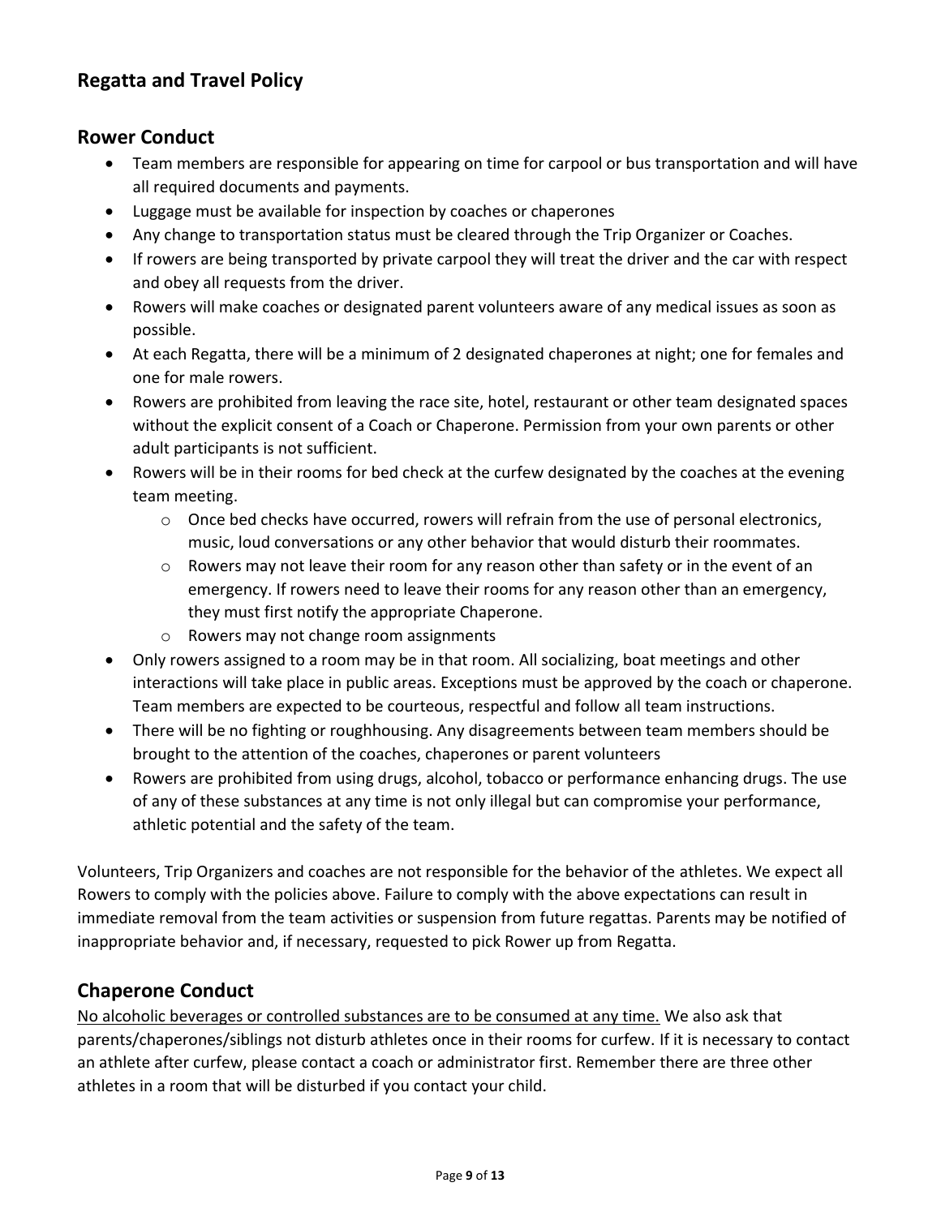## Regatta and Travel Policy

### Rower Conduct

- Team members are responsible for appearing on time for carpool or bus transportation and will have all required documents and payments.
- Luggage must be available for inspection by coaches or chaperones
- Any change to transportation status must be cleared through the Trip Organizer or Coaches.
- If rowers are being transported by private carpool they will treat the driver and the car with respect and obey all requests from the driver.
- Rowers will make coaches or designated parent volunteers aware of any medical issues as soon as possible.
- At each Regatta, there will be a minimum of 2 designated chaperones at night; one for females and one for male rowers.
- Rowers are prohibited from leaving the race site, hotel, restaurant or other team designated spaces without the explicit consent of a Coach or Chaperone. Permission from your own parents or other adult participants is not sufficient.
- Rowers will be in their rooms for bed check at the curfew designated by the coaches at the evening team meeting.
  - Once bed checks have occurred, rowers will refrain from the use of personal electronics, music, loud conversations or any other behavior that would disturb their roommates.
  - Rowers may not leave their room for any reason other than safety or in the event of an emergency. If rowers need to leave their rooms for any reason other than an emergency, they must first notify the appropriate Chaperone.
  - Rowers may not change room assignments
- Only rowers assigned to a room may be in that room. All socializing, boat meetings and other interactions will take place in public areas. Exceptions must be approved by the coach or chaperone. Team members are expected to be courteous, respectful and follow all team instructions.
- There will be no fighting or roughhousing. Any disagreements between team members should be brought to the attention of the coaches, chaperones or parent volunteers
- Rowers are prohibited from using drugs, alcohol, tobacco or performance enhancing drugs. The use of any of these substances at any time is not only illegal but can compromise your performance, athletic potential and the safety of the team.

Volunteers, Trip Organizers and coaches are not responsible for the behavior of the athletes. We expect all Rowers to comply with the policies above. Failure to comply with the above expectations can result in immediate removal from the team activities or suspension from future regattas. Parents may be notified of inappropriate behavior and, if necessary, requested to pick Rower up from Regatta.

### Chaperone Conduct

<u>No alcoholic beverages or controlled substances are to be consumed at any time.</u> We also ask that parents/chaperones/siblings not disturb athletes once in their rooms for curfew. If it is necessary to contact an athlete after curfew, please contact a coach or administrator first. Remember there are three other athletes in a room that will be disturbed if you contact your child.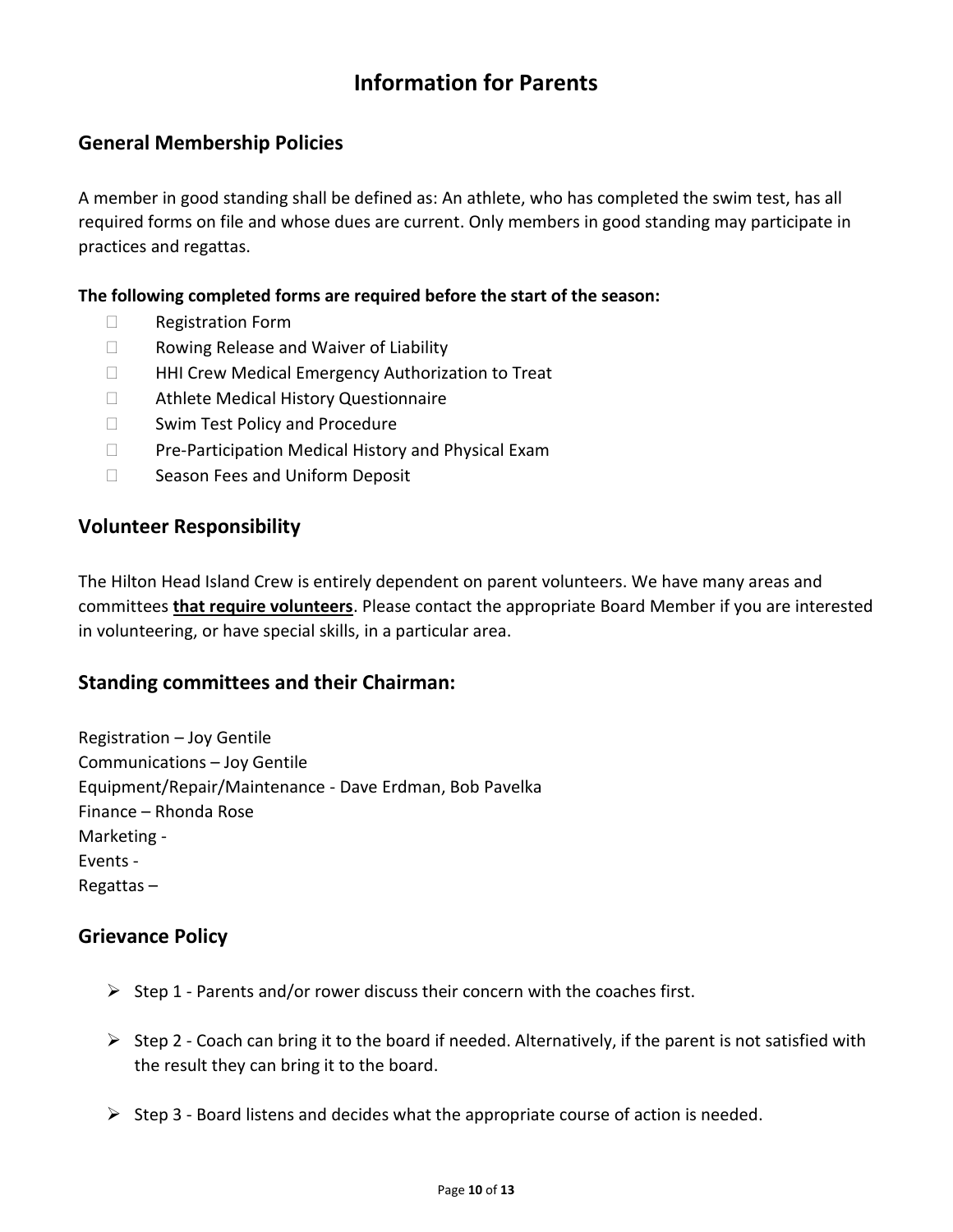# Information for Parents

## General Membership Policies

A member in good standing shall be defined as: An athlete, who has completed the swim test, has all required forms on file and whose dues are current. Only members in good standing may participate in practices and regattas.

**The following completed forms are required before the start of the season:**

- Registration Form
- Rowing Release and Waiver of Liability
- HHI Crew Medical Emergency Authorization to Treat
- Athlete Medical History Questionnaire
- Swim Test Policy and Procedure
- Pre-Participation Medical History and Physical Exam
- Season Fees and Uniform Deposit

## Volunteer Responsibility

The Hilton Head Island Crew is entirely dependent on parent volunteers. We have many areas and committees **that require volunteers**. Please contact the appropriate Board Member if you are interested in volunteering, or have special skills, in a particular area.

## Standing committees and their Chairman:

Registration – Joy Gentile
Communications – Joy Gentile
Equipment/Repair/Maintenance - Dave Erdman, Bob Pavelka
Finance – Rhonda Rose
Marketing -
Events -
Regattas –

## Grievance Policy

- Step 1 - Parents and/or rower discuss their concern with the coaches first.
- Step 2 - Coach can bring it to the board if needed. Alternatively, if the parent is not satisfied with the result they can bring it to the board.
- Step 3 - Board listens and decides what the appropriate course of action is needed.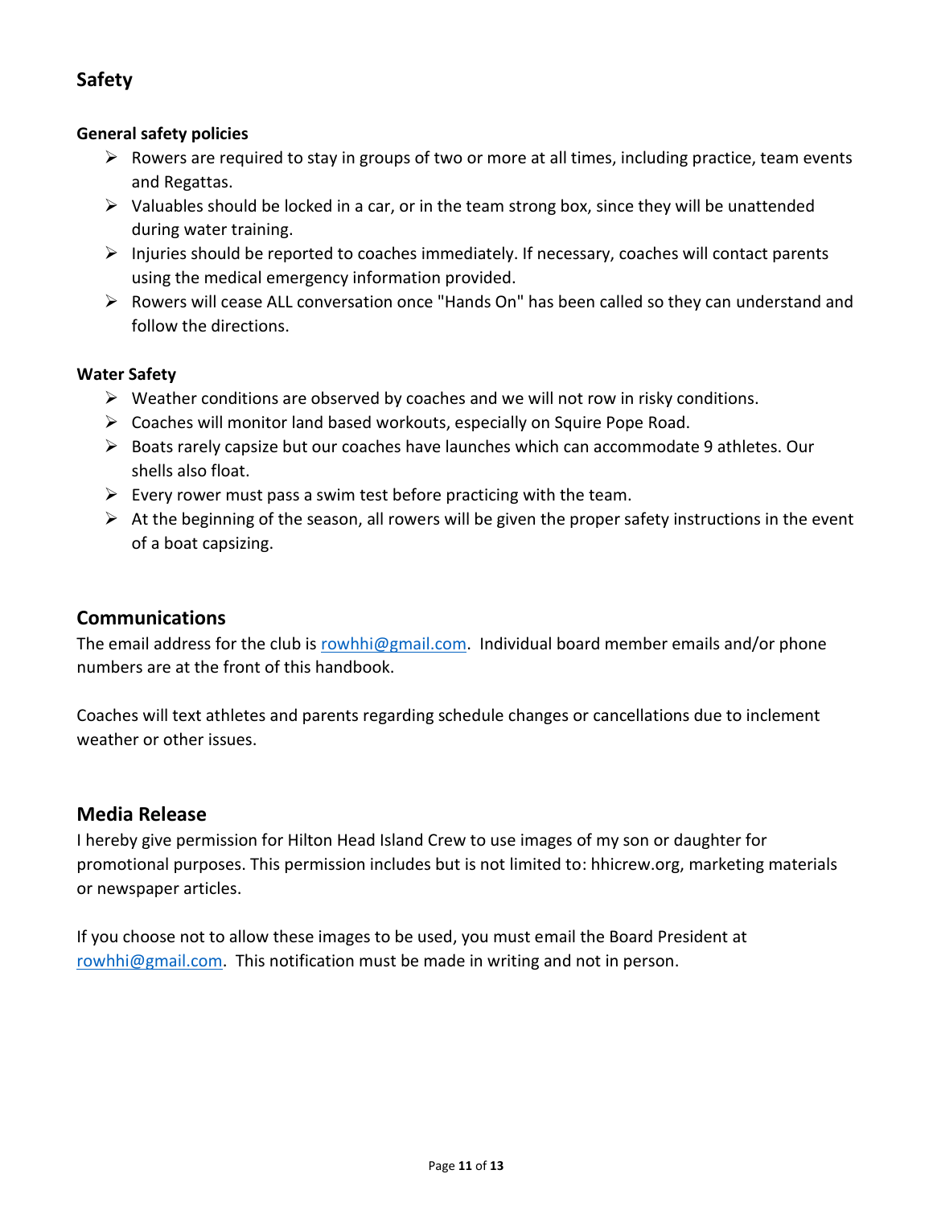## Safety

### General safety policies

- Rowers are required to stay in groups of two or more at all times, including practice, team events and Regattas.
- Valuables should be locked in a car, or in the team strong box, since they will be unattended during water training.
- Injuries should be reported to coaches immediately. If necessary, coaches will contact parents using the medical emergency information provided.
- Rowers will cease ALL conversation once "Hands On" has been called so they can understand and follow the directions.

### Water Safety

- Weather conditions are observed by coaches and we will not row in risky conditions.
- Coaches will monitor land based workouts, especially on Squire Pope Road.
- Boats rarely capsize but our coaches have launches which can accommodate 9 athletes. Our shells also float.
- Every rower must pass a swim test before practicing with the team.
- At the beginning of the season, all rowers will be given the proper safety instructions in the event of a boat capsizing.

## Communications

The email address for the club is rowhhi@gmail.com. Individual board member emails and/or phone numbers are at the front of this handbook.

Coaches will text athletes and parents regarding schedule changes or cancellations due to inclement weather or other issues.

## Media Release

I hereby give permission for Hilton Head Island Crew to use images of my son or daughter for promotional purposes. This permission includes but is not limited to: hhicrew.org, marketing materials or newspaper articles.

If you choose not to allow these images to be used, you must email the Board President at rowhhi@gmail.com. This notification must be made in writing and not in person.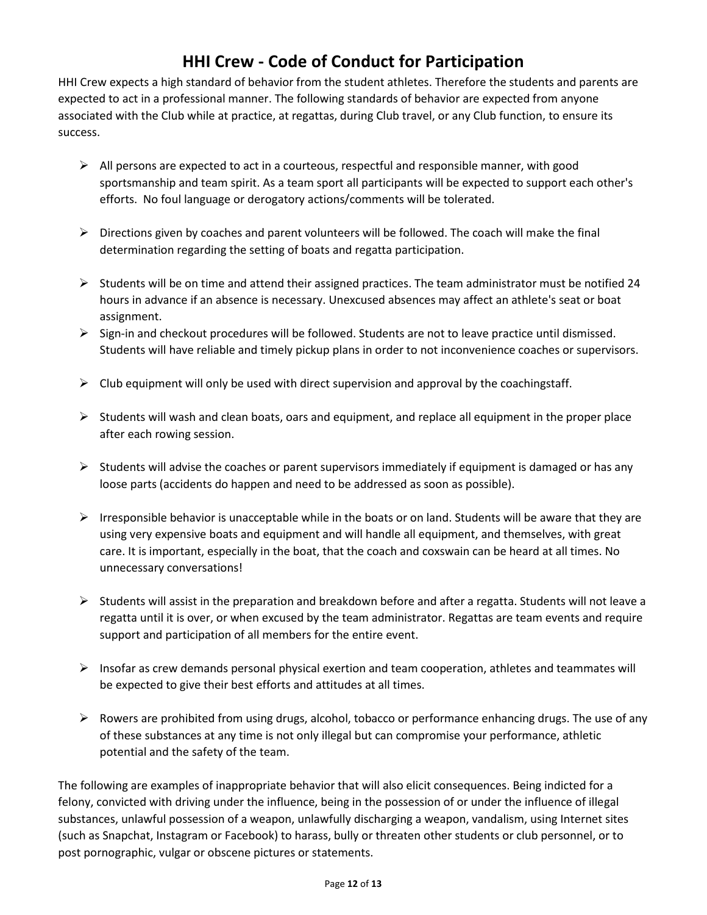# HHI Crew - Code of Conduct for Participation

HHI Crew expects a high standard of behavior from the student athletes. Therefore the students and parents are expected to act in a professional manner. The following standards of behavior are expected from anyone associated with the Club while at practice, at regattas, during Club travel, or any Club function, to ensure its success.

- All persons are expected to act in a courteous, respectful and responsible manner, with good sportsmanship and team spirit. As a team sport all participants will be expected to support each other's efforts. No foul language or derogatory actions/comments will be tolerated.

- Directions given by coaches and parent volunteers will be followed. The coach will make the final determination regarding the setting of boats and regatta participation.

- Students will be on time and attend their assigned practices. The team administrator must be notified 24 hours in advance if an absence is necessary. Unexcused absences may affect an athlete's seat or boat assignment.
- Sign-in and checkout procedures will be followed. Students are not to leave practice until dismissed. Students will have reliable and timely pickup plans in order to not inconvenience coaches or supervisors.

- Club equipment will only be used with direct supervision and approval by the coachingstaff.

- Students will wash and clean boats, oars and equipment, and replace all equipment in the proper place after each rowing session.

- Students will advise the coaches or parent supervisors immediately if equipment is damaged or has any loose parts (accidents do happen and need to be addressed as soon as possible).

- Irresponsible behavior is unacceptable while in the boats or on land. Students will be aware that they are using very expensive boats and equipment and will handle all equipment, and themselves, with great care. It is important, especially in the boat, that the coach and coxswain can be heard at all times. No unnecessary conversations!

- Students will assist in the preparation and breakdown before and after a regatta. Students will not leave a regatta until it is over, or when excused by the team administrator. Regattas are team events and require support and participation of all members for the entire event.

- Insofar as crew demands personal physical exertion and team cooperation, athletes and teammates will be expected to give their best efforts and attitudes at all times.

- Rowers are prohibited from using drugs, alcohol, tobacco or performance enhancing drugs. The use of any of these substances at any time is not only illegal but can compromise your performance, athletic potential and the safety of the team.

The following are examples of inappropriate behavior that will also elicit consequences. Being indicted for a felony, convicted with driving under the influence, being in the possession of or under the influence of illegal substances, unlawful possession of a weapon, unlawfully discharging a weapon, vandalism, using Internet sites (such as Snapchat, Instagram or Facebook) to harass, bully or threaten other students or club personnel, or to post pornographic, vulgar or obscene pictures or statements.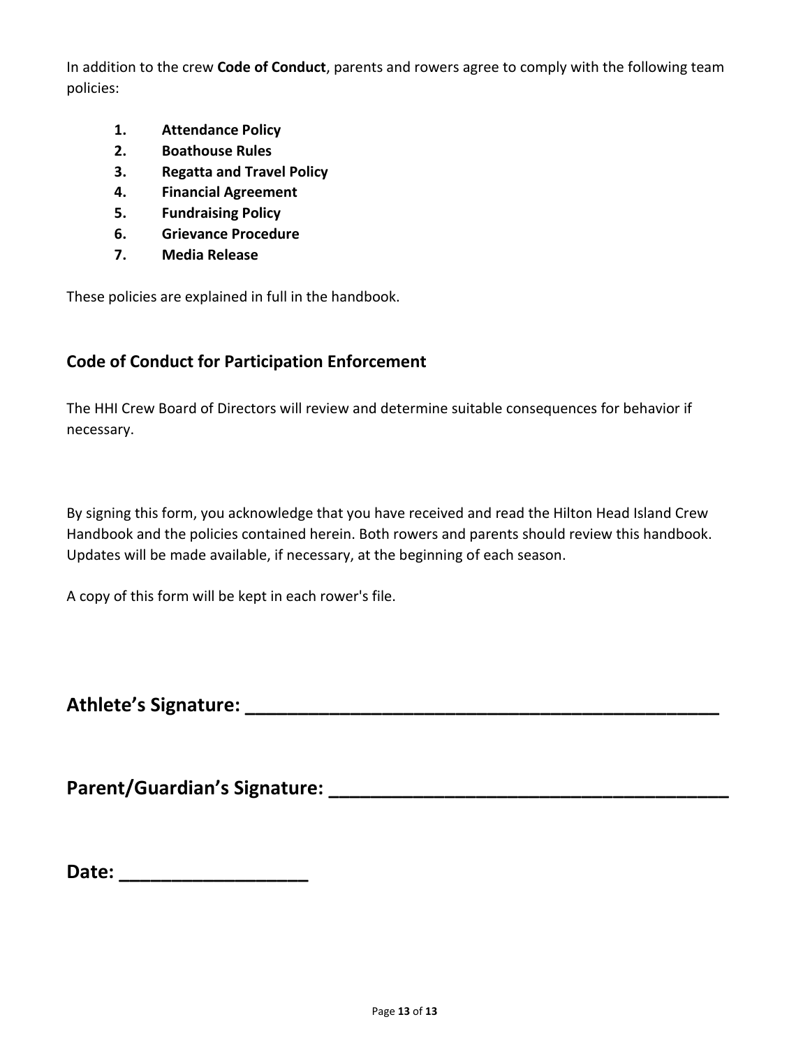In addition to the crew **Code of Conduct**, parents and rowers agree to comply with the following team policies:

1. **Attendance Policy**
2. **Boathouse Rules**
3. **Regatta and Travel Policy**
4. **Financial Agreement**
5. **Fundraising Policy**
6. **Grievance Procedure**
7. **Media Release**

These policies are explained in full in the handbook.

## Code of Conduct for Participation Enforcement

The HHI Crew Board of Directors will review and determine suitable consequences for behavior if necessary.

By signing this form, you acknowledge that you have received and read the Hilton Head Island Crew Handbook and the policies contained herein. Both rowers and parents should review this handbook. Updates will be made available, if necessary, at the beginning of each season.

A copy of this form will be kept in each rower's file.

**Athlete's Signature: _____________________________________________**

**Parent/Guardian's Signature: ______________________________________**

**Date: __________________**